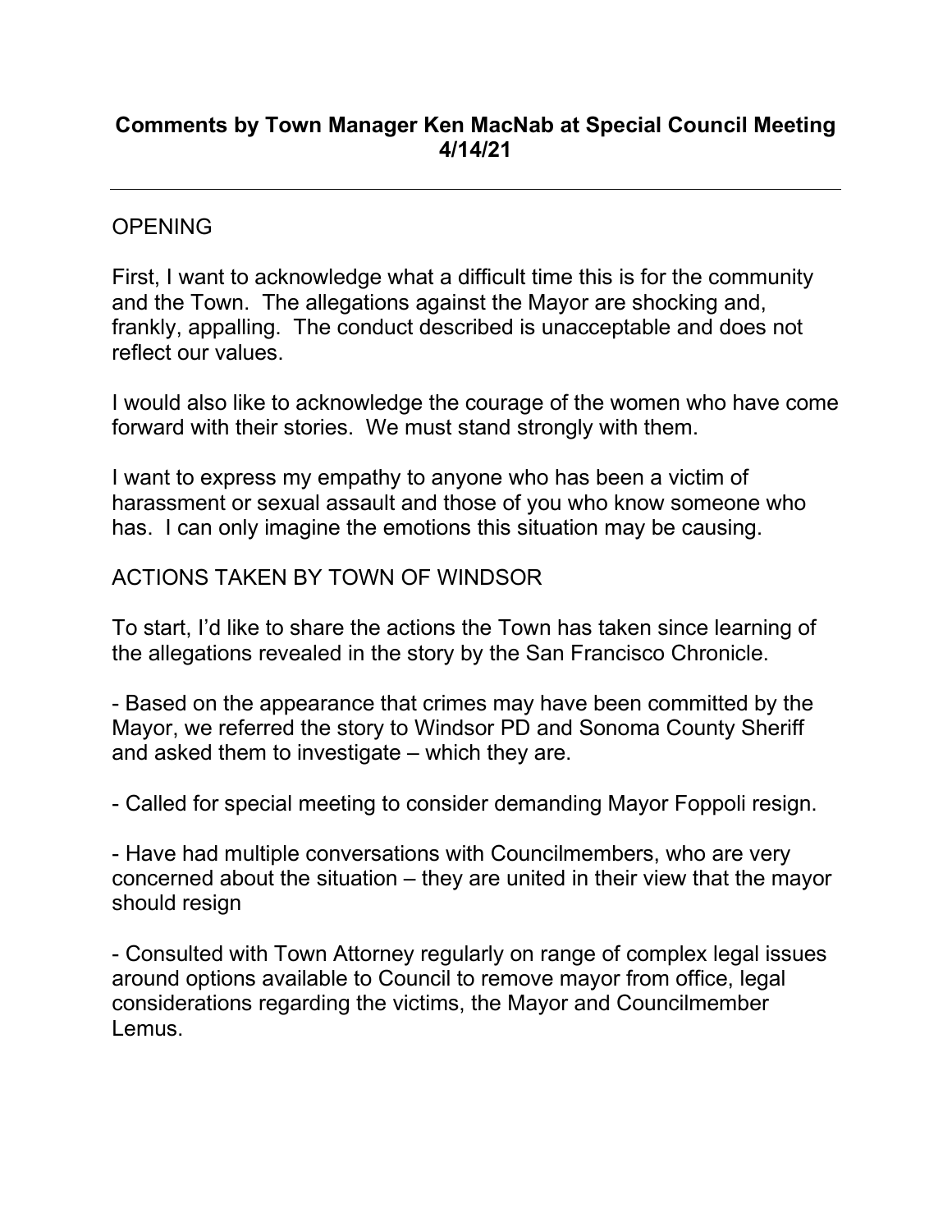**Comments by Town Manager Ken MacNab at Special Council Meeting 4/14/21**

---

OPENING

First, I want to acknowledge what a difficult time this is for the community and the Town. The allegations against the Mayor are shocking and, frankly, appalling. The conduct described is unacceptable and does not reflect our values.

I would also like to acknowledge the courage of the women who have come forward with their stories. We must stand strongly with them.

I want to express my empathy to anyone who has been a victim of harassment or sexual assault and those of you who know someone who has. I can only imagine the emotions this situation may be causing.

ACTIONS TAKEN BY TOWN OF WINDSOR

To start, I'd like to share the actions the Town has taken since learning of the allegations revealed in the story by the San Francisco Chronicle.

- Based on the appearance that crimes may have been committed by the Mayor, we referred the story to Windsor PD and Sonoma County Sheriff and asked them to investigate – which they are.

- Called for special meeting to consider demanding Mayor Foppoli resign.

- Have had multiple conversations with Councilmembers, who are very concerned about the situation – they are united in their view that the mayor should resign

- Consulted with Town Attorney regularly on range of complex legal issues around options available to Council to remove mayor from office, legal considerations regarding the victims, the Mayor and Councilmember Lemus.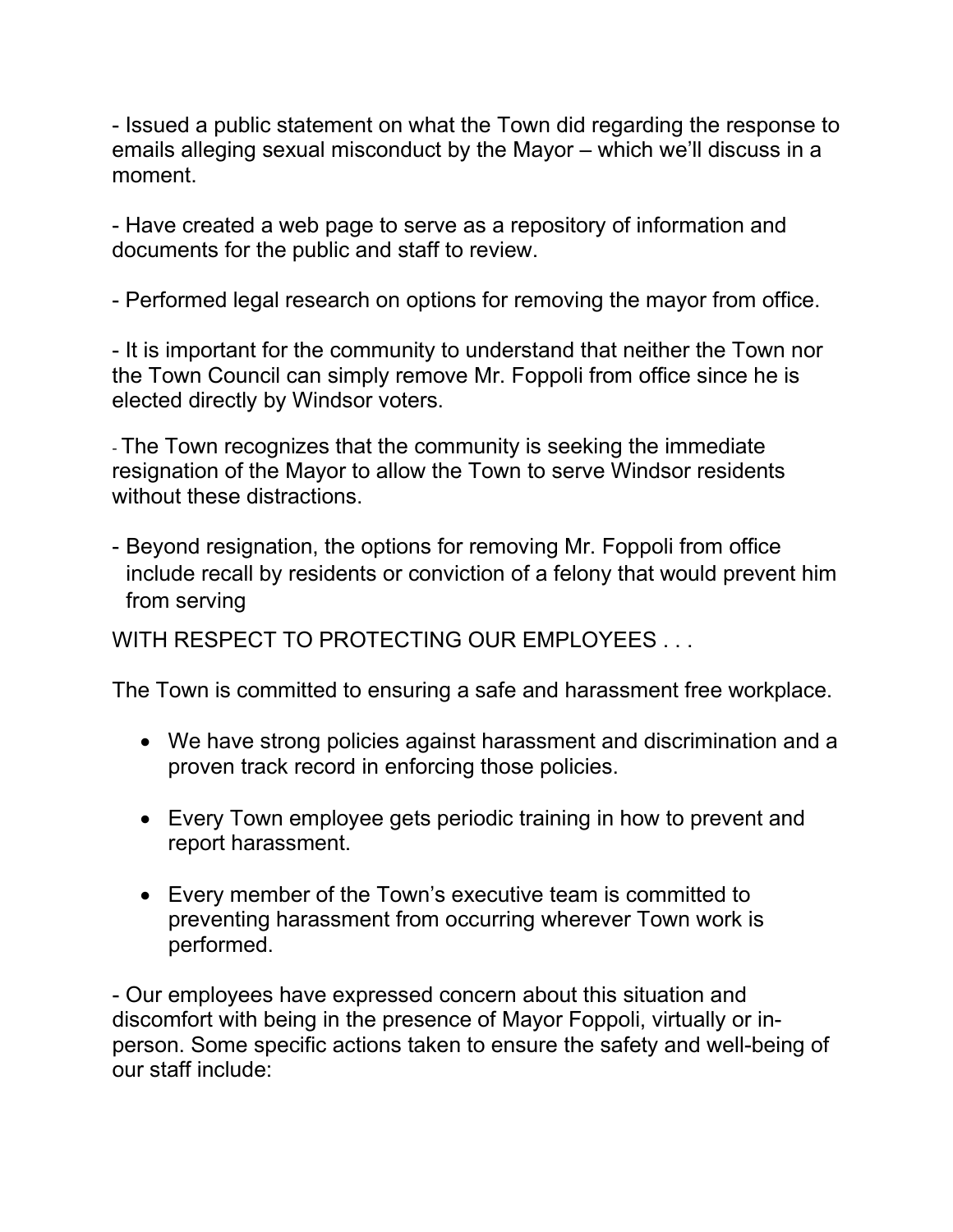- Issued a public statement on what the Town did regarding the response to emails alleging sexual misconduct by the Mayor – which we'll discuss in a moment.

- Have created a web page to serve as a repository of information and documents for the public and staff to review.

- Performed legal research on options for removing the mayor from office.

- It is important for the community to understand that neither the Town nor the Town Council can simply remove Mr. Foppoli from office since he is elected directly by Windsor voters.

- The Town recognizes that the community is seeking the immediate resignation of the Mayor to allow the Town to serve Windsor residents without these distractions.

- Beyond resignation, the options for removing Mr. Foppoli from office include recall by residents or conviction of a felony that would prevent him from serving

WITH RESPECT TO PROTECTING OUR EMPLOYEES . . .

The Town is committed to ensuring a safe and harassment free workplace.

- We have strong policies against harassment and discrimination and a proven track record in enforcing those policies.
- Every Town employee gets periodic training in how to prevent and report harassment.
- Every member of the Town's executive team is committed to preventing harassment from occurring wherever Town work is performed.

- Our employees have expressed concern about this situation and discomfort with being in the presence of Mayor Foppoli, virtually or in-person. Some specific actions taken to ensure the safety and well-being of our staff include: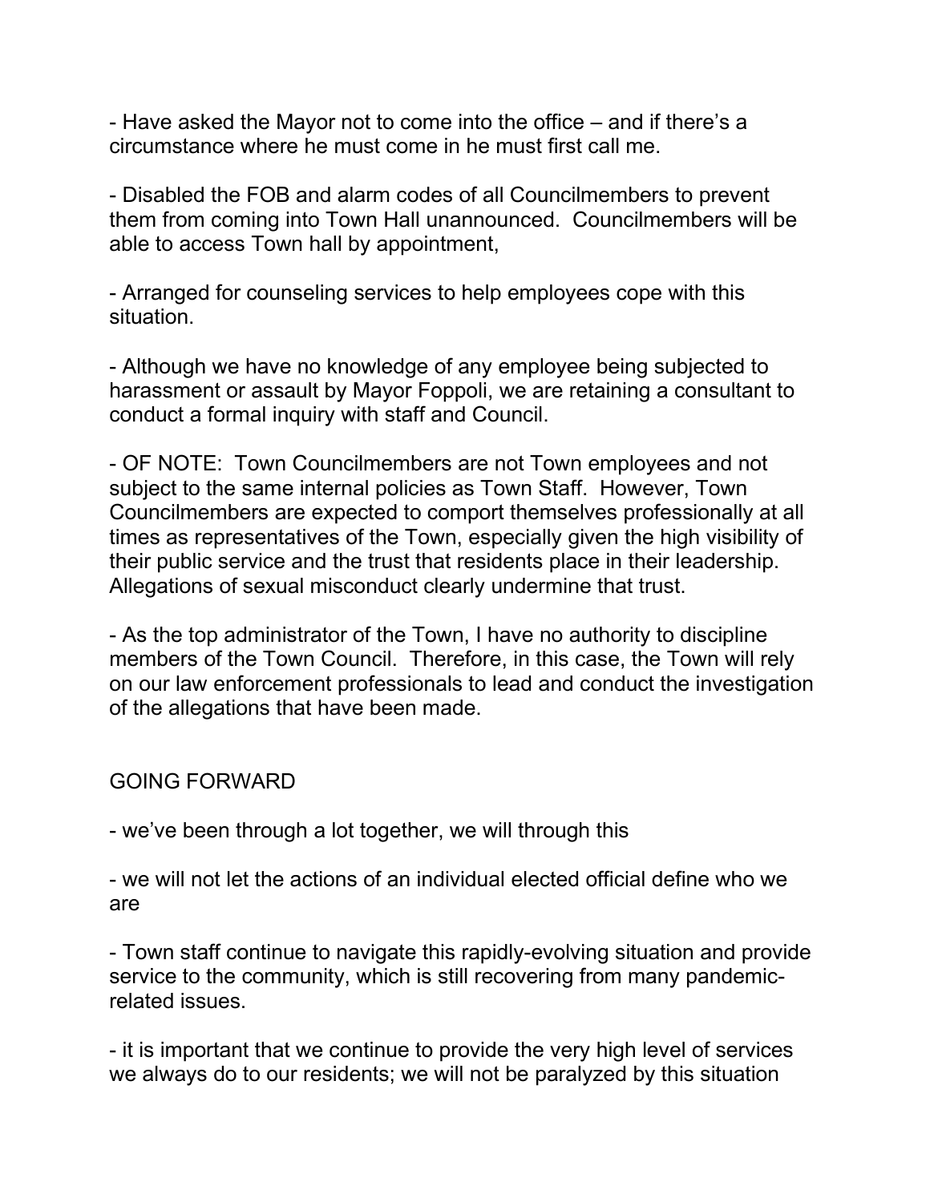- Have asked the Mayor not to come into the office – and if there's a circumstance where he must come in he must first call me.

- Disabled the FOB and alarm codes of all Councilmembers to prevent them from coming into Town Hall unannounced. Councilmembers will be able to access Town hall by appointment,

- Arranged for counseling services to help employees cope with this situation.

- Although we have no knowledge of any employee being subjected to harassment or assault by Mayor Foppoli, we are retaining a consultant to conduct a formal inquiry with staff and Council.

- OF NOTE: Town Councilmembers are not Town employees and not subject to the same internal policies as Town Staff. However, Town Councilmembers are expected to comport themselves professionally at all times as representatives of the Town, especially given the high visibility of their public service and the trust that residents place in their leadership. Allegations of sexual misconduct clearly undermine that trust.

- As the top administrator of the Town, I have no authority to discipline members of the Town Council. Therefore, in this case, the Town will rely on our law enforcement professionals to lead and conduct the investigation of the allegations that have been made.

GOING FORWARD

- we've been through a lot together, we will through this

- we will not let the actions of an individual elected official define who we are

- Town staff continue to navigate this rapidly-evolving situation and provide service to the community, which is still recovering from many pandemic-related issues.

- it is important that we continue to provide the very high level of services we always do to our residents; we will not be paralyzed by this situation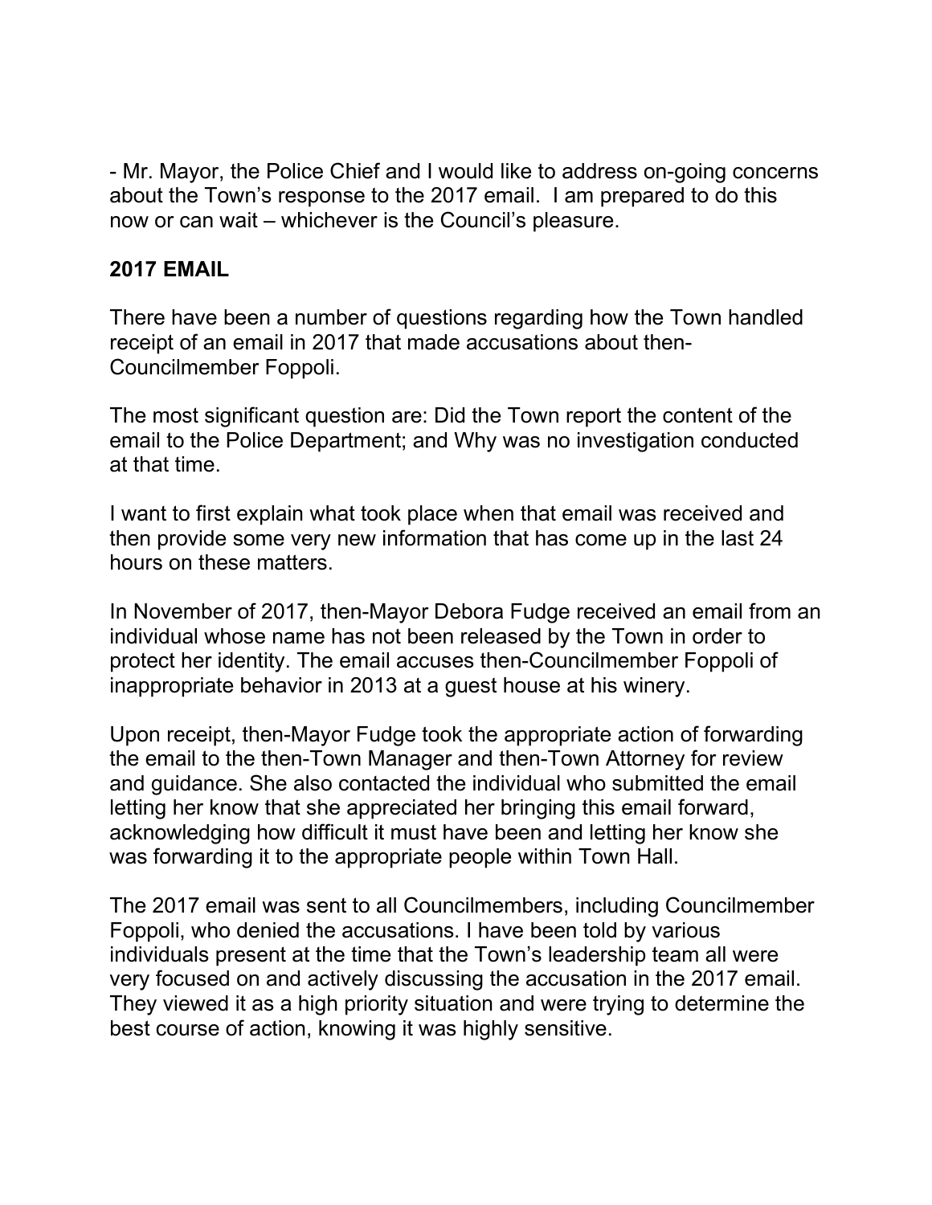- Mr. Mayor, the Police Chief and I would like to address on-going concerns about the Town's response to the 2017 email. I am prepared to do this now or can wait – whichever is the Council's pleasure.

**2017 EMAIL**

There have been a number of questions regarding how the Town handled receipt of an email in 2017 that made accusations about then-Councilmember Foppoli.

The most significant question are: Did the Town report the content of the email to the Police Department; and Why was no investigation conducted at that time.

I want to first explain what took place when that email was received and then provide some very new information that has come up in the last 24 hours on these matters.

In November of 2017, then-Mayor Debora Fudge received an email from an individual whose name has not been released by the Town in order to protect her identity. The email accuses then-Councilmember Foppoli of inappropriate behavior in 2013 at a guest house at his winery.

Upon receipt, then-Mayor Fudge took the appropriate action of forwarding the email to the then-Town Manager and then-Town Attorney for review and guidance. She also contacted the individual who submitted the email letting her know that she appreciated her bringing this email forward, acknowledging how difficult it must have been and letting her know she was forwarding it to the appropriate people within Town Hall.

The 2017 email was sent to all Councilmembers, including Councilmember Foppoli, who denied the accusations. I have been told by various individuals present at the time that the Town's leadership team all were very focused on and actively discussing the accusation in the 2017 email. They viewed it as a high priority situation and were trying to determine the best course of action, knowing it was highly sensitive.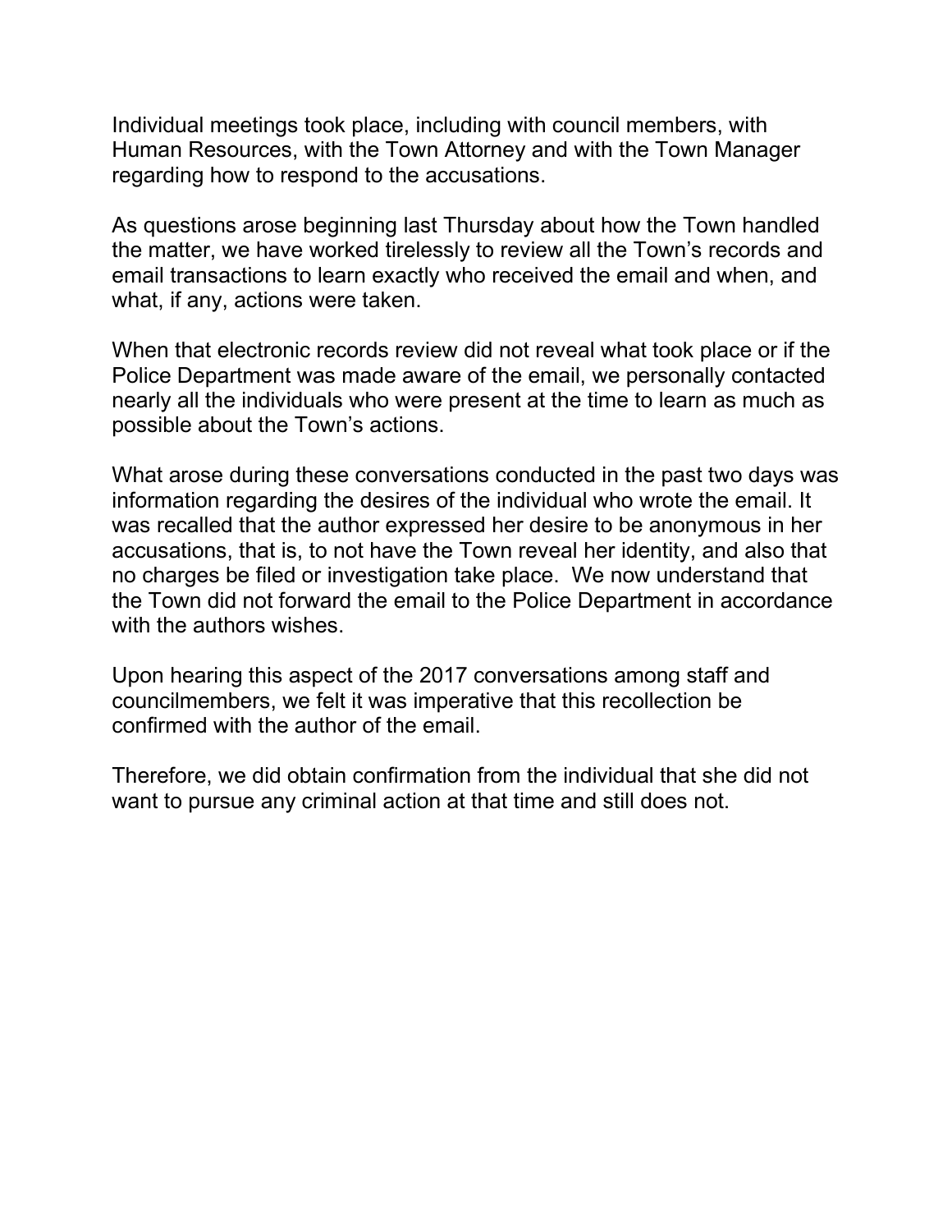Individual meetings took place, including with council members, with Human Resources, with the Town Attorney and with the Town Manager regarding how to respond to the accusations.

As questions arose beginning last Thursday about how the Town handled the matter, we have worked tirelessly to review all the Town's records and email transactions to learn exactly who received the email and when, and what, if any, actions were taken.

When that electronic records review did not reveal what took place or if the Police Department was made aware of the email, we personally contacted nearly all the individuals who were present at the time to learn as much as possible about the Town's actions.

What arose during these conversations conducted in the past two days was information regarding the desires of the individual who wrote the email. It was recalled that the author expressed her desire to be anonymous in her accusations, that is, to not have the Town reveal her identity, and also that no charges be filed or investigation take place. We now understand that the Town did not forward the email to the Police Department in accordance with the authors wishes.

Upon hearing this aspect of the 2017 conversations among staff and councilmembers, we felt it was imperative that this recollection be confirmed with the author of the email.

Therefore, we did obtain confirmation from the individual that she did not want to pursue any criminal action at that time and still does not.